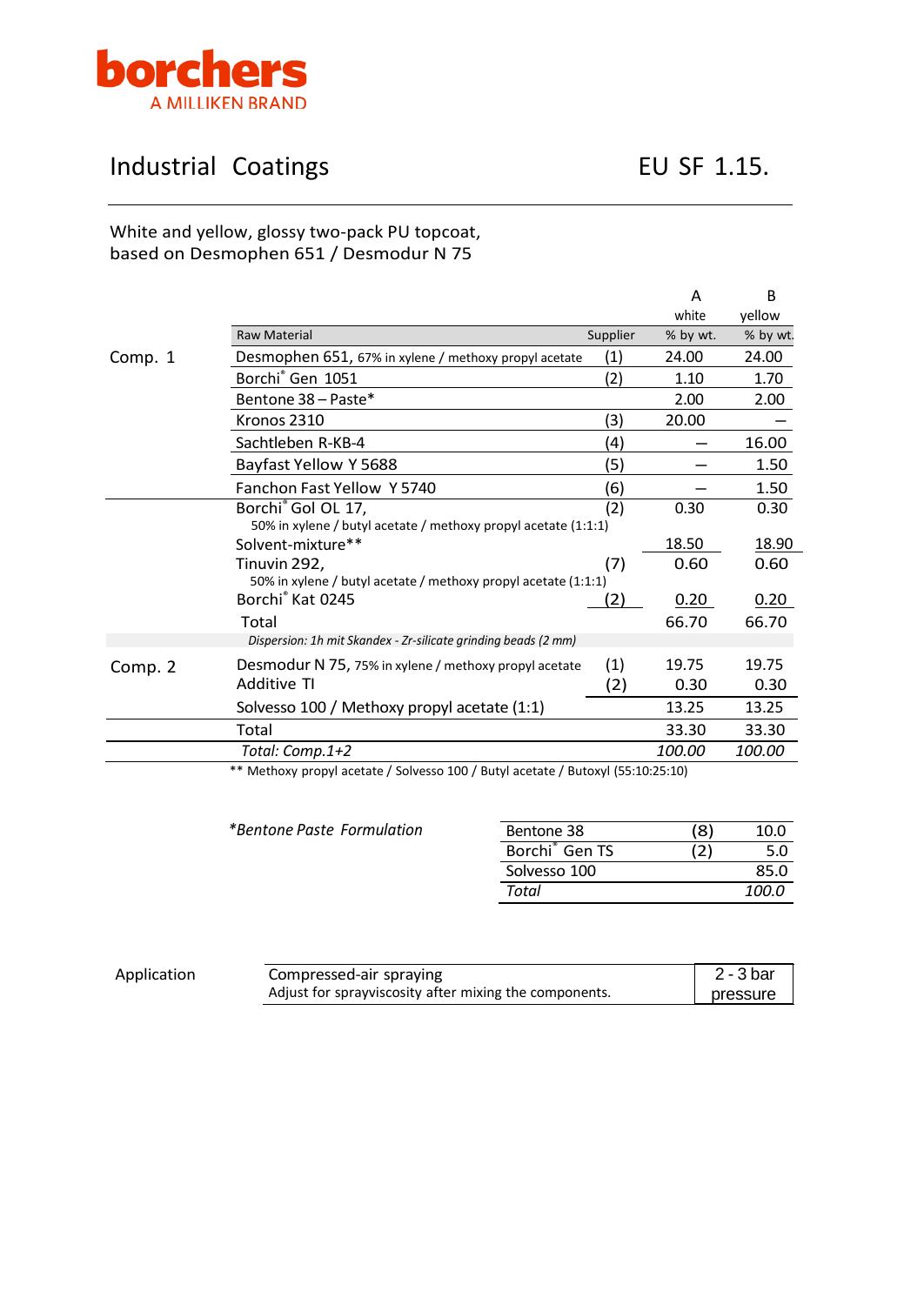borchers
A MILLIKEN BRAND

# Industrial Coatings

EU SF 1.15.

White and yellow, glossy two-pack PU topcoat,
based on Desmophen 651 / Desmodur N 75

| | Raw Material | Supplier | A white % by wt. | B yellow % by wt. |
|---|---|---|---|---|
| Comp. 1 | Desmophen 651, 67% in xylene / methoxy propyl acetate | (1) | 24.00 | 24.00 |
| | Borchi® Gen 1051 | (2) | 1.10 | 1.70 |
| | Bentone 38 – Paste* | | 2.00 | 2.00 |
| | Kronos 2310 | (3) | 20.00 | – |
| | Sachtleben R-KB-4 | (4) | – | 16.00 |
| | Bayfast Yellow Y 5688 | (5) | – | 1.50 |
| | Fanchon Fast Yellow Y 5740 | (6) | – | 1.50 |
| | Borchi® Gol OL 17, 50% in xylene / butyl acetate / methoxy propyl acetate (1:1:1) | (2) | 0.30 | 0.30 |
| | Solvent-mixture** | | 18.50 | 18.90 |
| | Tinuvin 292, 50% in xylene / butyl acetate / methoxy propyl acetate (1:1:1) | (7) | 0.60 | 0.60 |
| | Borchi® Kat 0245 | (2) | 0.20 | 0.20 |
| | Total | | 66.70 | 66.70 |
| | *Dispersion: 1h mit Skandex - Zr-silicate grinding beads (2 mm)* | | | |
| Comp. 2 | Desmodur N 75, 75% in xylene / methoxy propyl acetate | (1) | 19.75 | 19.75 |
| | Additive TI | (2) | 0.30 | 0.30 |
| | Solvesso 100 / Methoxy propyl acetate (1:1) | | 13.25 | 13.25 |
| | Total | | 33.30 | 33.30 |
| | *Total: Comp.1+2* | | *100.00* | *100.00* |

** Methoxy propyl acetate / Solvesso 100 / Butyl acetate / Butoxyl (55:10:25:10)

*\*Bentone Paste Formulation*

| | | |
|---|---|---|
| Bentone 38 | (8) | 10.0 |
| Borchi® Gen TS | (2) | 5.0 |
| Solvesso 100 | | 85.0 |
| *Total* | | *100.0* |

| Application | | |
|---|---|---|
| | Compressed-air spraying<br>Adjust for sprayviscosity after mixing the components. | 2 - 3 bar pressure |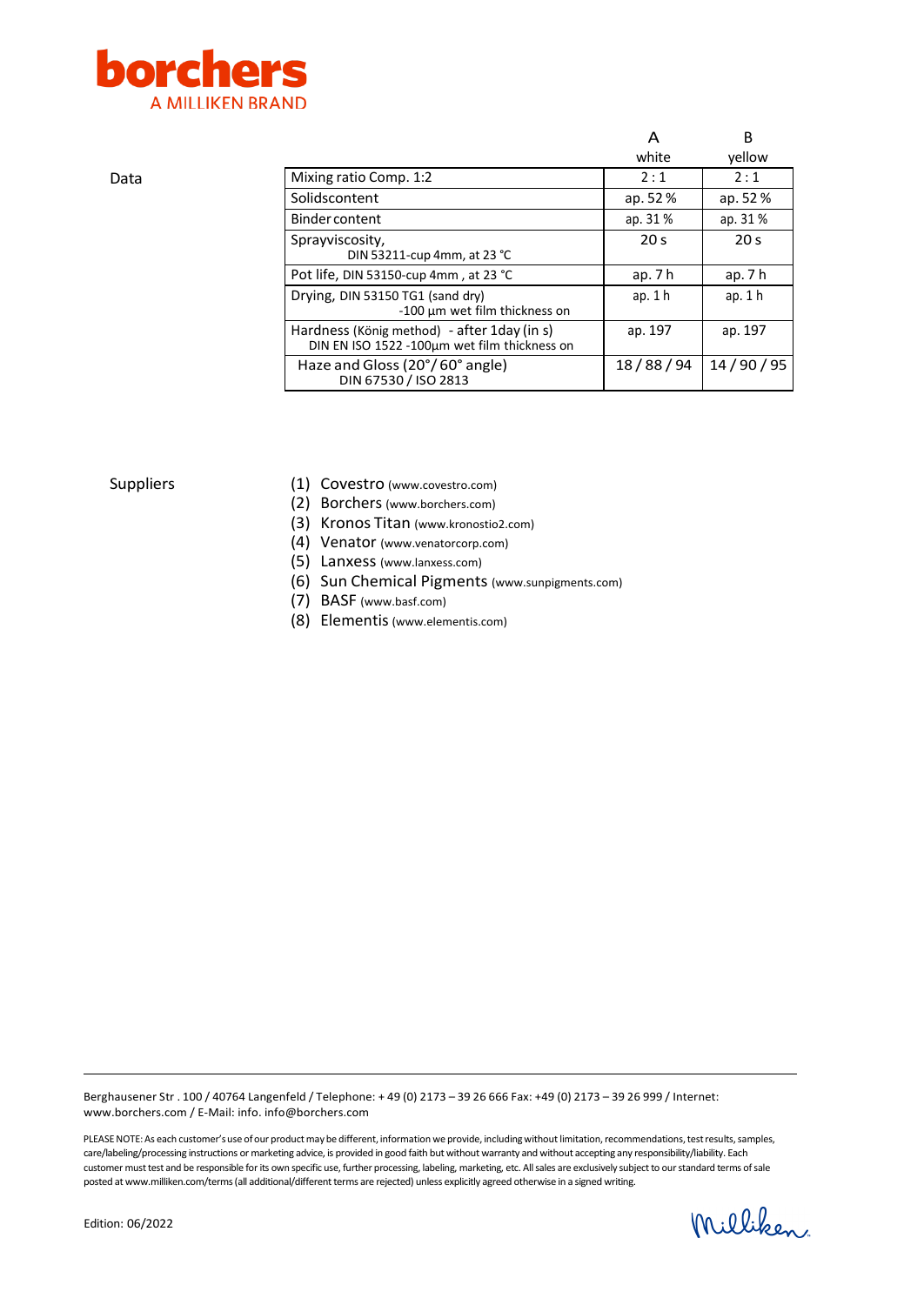borchers
A MILLIKEN BRAND

Data

| | A<br>white | B<br>yellow |
|---|---|---|
| Mixing ratio Comp. 1:2 | 2 : 1 | 2 : 1 |
| Solidscontent | ap. 52 % | ap. 52 % |
| Binder content | ap. 31 % | ap. 31 % |
| Sprayviscosity, DIN 53211-cup 4mm, at 23 °C | 20 s | 20 s |
| Pot life, DIN 53150-cup 4mm , at 23 °C | ap. 7 h | ap. 7 h |
| Drying, DIN 53150 TG1 (sand dry) -100 µm wet film thickness on | ap. 1 h | ap. 1 h |
| Hardness (König method) - after 1day (in s) DIN EN ISO 1522 -100µm wet film thickness on | ap. 197 | ap. 197 |
| Haze and Gloss (20°/ 60° angle) DIN 67530 / ISO 2813 | 18 / 88 / 94 | 14 / 90 / 95 |

Suppliers

(1) Covestro (www.covestro.com)
(2) Borchers (www.borchers.com)
(3) Kronos Titan (www.kronostio2.com)
(4) Venator (www.venatorcorp.com)
(5) Lanxess (www.lanxess.com)
(6) Sun Chemical Pigments (www.sunpigments.com)
(7) BASF (www.basf.com)
(8) Elementis (www.elementis.com)

---

Berghausener Str . 100 / 40764 Langenfeld / Telephone: + 49 (0) 2173 – 39 26 666 Fax: +49 (0) 2173 – 39 26 999 / Internet: www.borchers.com / E-Mail: info. info@borchers.com

PLEASE NOTE: As each customer's use of our product may be different, information we provide, including without limitation, recommendations, test results, samples, care/labeling/processing instructions or marketing advice, is provided in good faith but without warranty and without accepting any responsibility/liability. Each customer must test and be responsible for its own specific use, further processing, labeling, marketing, etc. All sales are exclusively subject to our standard terms of sale posted at www.milliken.com/terms (all additional/different terms are rejected) unless explicitly agreed otherwise in a signed writing.

Edition: 06/2022

Milliken